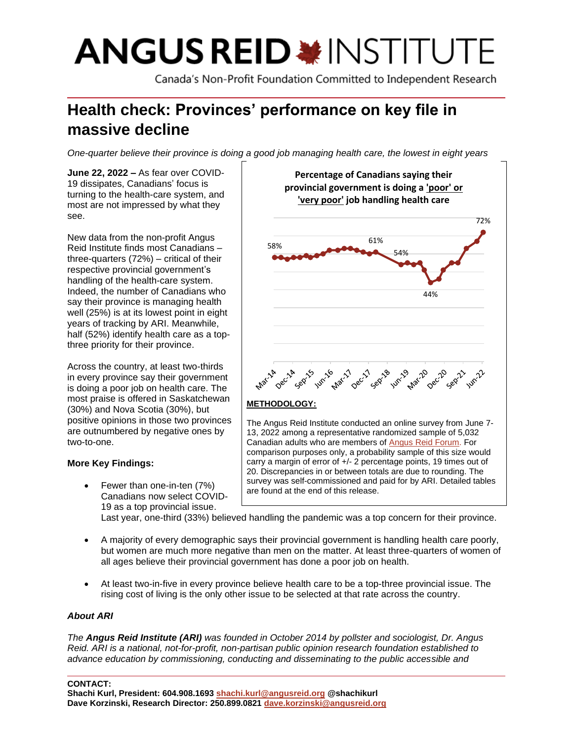# ANGUS REID INSTITUTE

Canada's Non-Profit Foundation Committed to Independent Research

## Health check: Provinces' performance on key file in massive decline

*One-quarter believe their province is doing a good job managing health care, the lowest in eight years*

**June 22, 2022 –** As fear over COVID-19 dissipates, Canadians' focus is turning to the health-care system, and most are not impressed by what they see.

New data from the non-profit Angus Reid Institute finds most Canadians – three-quarters (72%) – critical of their respective provincial government's handling of the health-care system. Indeed, the number of Canadians who say their province is managing health well (25%) is at its lowest point in eight years of tracking by ARI. Meanwhile, half (52%) identify health care as a top-three priority for their province.

Across the country, at least two-thirds in every province say their government is doing a poor job on health care. The most praise is offered in Saskatchewan (30%) and Nova Scotia (30%), but positive opinions in those two provinces are outnumbered by negative ones by two-to-one.

**Percentage of Canadians saying their provincial government is doing a 'poor' or 'very poor' job handling health care**

Mar-14: 58% · Dec-17: 61% · Jun-19: 54% · Dec-20: 44% · Jun-22: 72%

**METHODOLOGY:**

The Angus Reid Institute conducted an online survey from June 7-13, 2022 among a representative randomized sample of 5,032 Canadian adults who are members of Angus Reid Forum. For comparison purposes only, a probability sample of this size would carry a margin of error of +/- 2 percentage points, 19 times out of 20. Discrepancies in or between totals are due to rounding. The survey was self-commissioned and paid for by ARI. Detailed tables are found at the end of this release.

**More Key Findings:**

- Fewer than one-in-ten (7%) Canadians now select COVID-19 as a top provincial issue. Last year, one-third (33%) believed handling the pandemic was a top concern for their province.
- A majority of every demographic says their provincial government is handling health care poorly, but women are much more negative than men on the matter. At least three-quarters of women of all ages believe their provincial government has done a poor job on health.
- At least two-in-five in every province believe health care to be a top-three provincial issue. The rising cost of living is the only other issue to be selected at that rate across the country.

***About ARI***

*The **Angus Reid Institute (ARI)** was founded in October 2014 by pollster and sociologist, Dr. Angus Reid. ARI is a national, not-for-profit, non-partisan public opinion research foundation established to advance education by commissioning, conducting and disseminating to the public accessible and*

**CONTACT:**
**Shachi Kurl, President: 604.908.1693 shachi.kurl@angusreid.org @shachikurl**
**Dave Korzinski, Research Director: 250.899.0821 dave.korzinski@angusreid.org**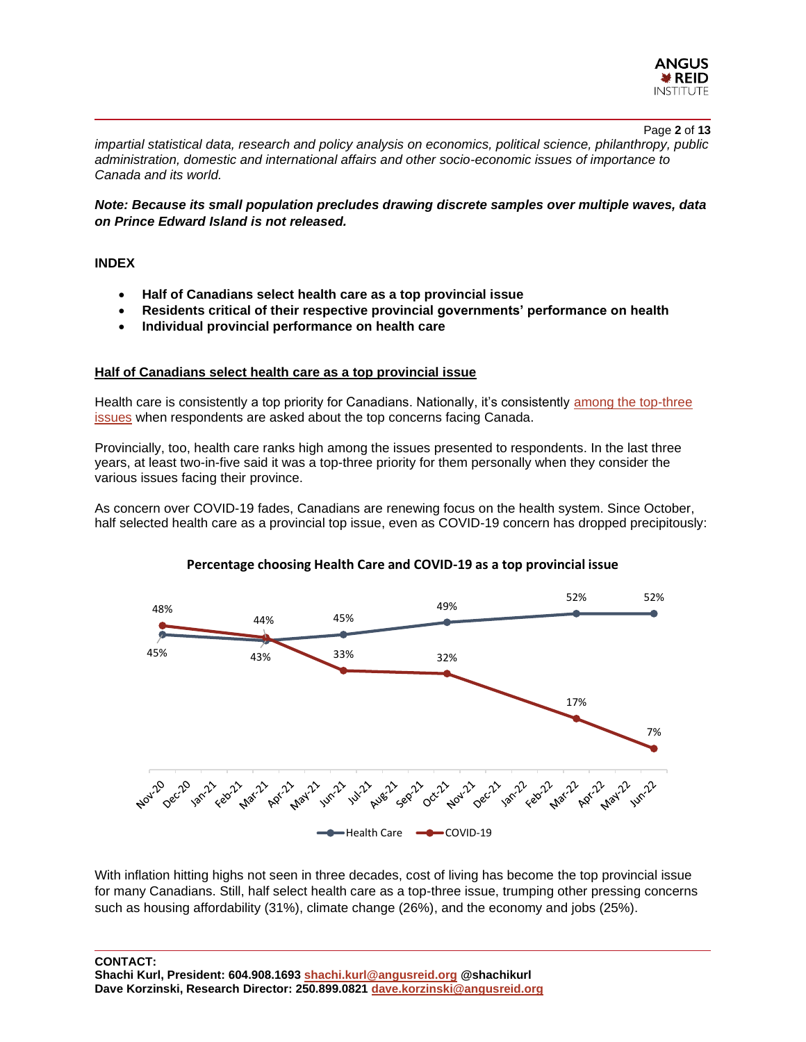*impartial statistical data, research and policy analysis on economics, political science, philanthropy, public administration, domestic and international affairs and other socio-economic issues of importance to Canada and its world.*

***Note: Because its small population precludes drawing discrete samples over multiple waves, data on Prince Edward Island is not released.***

**INDEX**

- **Half of Canadians select health care as a top provincial issue**
- **Residents critical of their respective provincial governments' performance on health**
- **Individual provincial performance on health care**

## Half of Canadians select health care as a top provincial issue

Health care is consistently a top priority for Canadians. Nationally, it's consistently among the top-three issues when respondents are asked about the top concerns facing Canada.

Provincially, too, health care ranks high among the issues presented to respondents. In the last three years, at least two-in-five said it was a top-three priority for them personally when they consider the various issues facing their province.

As concern over COVID-19 fades, Canadians are renewing focus on the health system. Since October, half selected health care as a provincial top issue, even as COVID-19 concern has dropped precipitously:

**Percentage choosing Health Care and COVID-19 as a top provincial issue**

| | Nov-20 | Mar-21 | Jun-21 | Oct-21 | Mar-22 | Jun-22 |
|---|---|---|---|---|---|---|
| Health Care | 45% | 43% | 45% | 49% | 52% | 52% |
| COVID-19 | 48% | 44% | 33% | 32% | 17% | 7% |

With inflation hitting highs not seen in three decades, cost of living has become the top provincial issue for many Canadians. Still, half select health care as a top-three issue, trumping other pressing concerns such as housing affordability (31%), climate change (26%), and the economy and jobs (25%).

**CONTACT:**
**Shachi Kurl, President: 604.908.1693 shachi.kurl@angusreid.org @shachikurl**
**Dave Korzinski, Research Director: 250.899.0821 dave.korzinski@angusreid.org**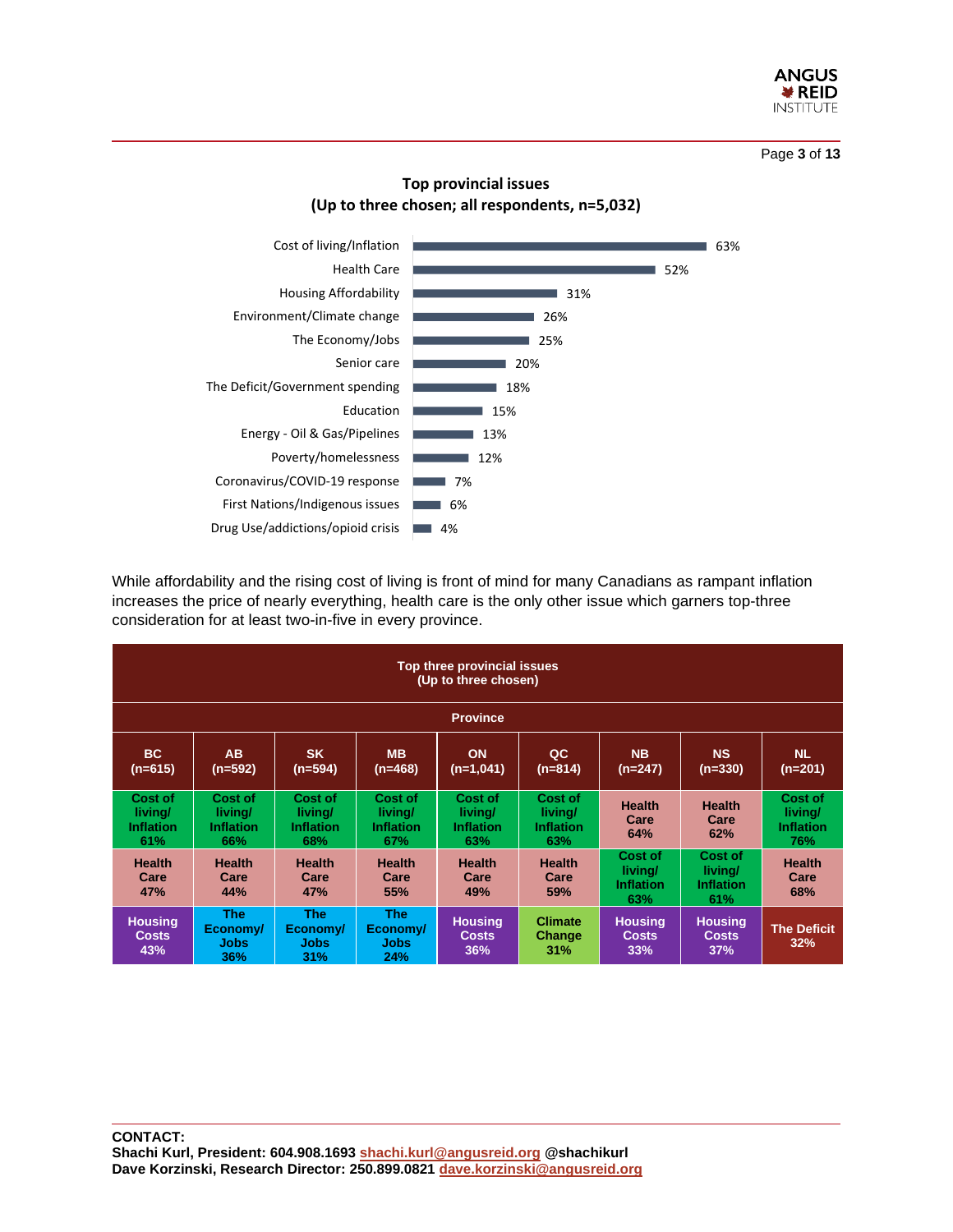**Top provincial issues**
**(Up to three chosen; all respondents, n=5,032)**

| Issue | % |
|---|---|
| Cost of living/Inflation | 63% |
| Health Care | 52% |
| Housing Affordability | 31% |
| Environment/Climate change | 26% |
| The Economy/Jobs | 25% |
| Senior care | 20% |
| The Deficit/Government spending | 18% |
| Education | 15% |
| Energy - Oil & Gas/Pipelines | 13% |
| Poverty/homelessness | 12% |
| Coronavirus/COVID-19 response | 7% |
| First Nations/Indigenous issues | 6% |
| Drug Use/addictions/opioid crisis | 4% |

While affordability and the rising cost of living is front of mind for many Canadians as rampant inflation increases the price of nearly everything, health care is the only other issue which garners top-three consideration for at least two-in-five in every province.

**Top three provincial issues (Up to three chosen)**

| Province | | | | | | | | |
|---|---|---|---|---|---|---|---|---|
| BC (n=615) | AB (n=592) | SK (n=594) | MB (n=468) | ON (n=1,041) | QC (n=814) | NB (n=247) | NS (n=330) | NL (n=201) |
| Cost of living/ Inflation 61% | Cost of living/ Inflation 66% | Cost of living/ Inflation 68% | Cost of living/ Inflation 67% | Cost of living/ Inflation 63% | Cost of living/ Inflation 63% | Health Care 64% | Health Care 62% | Cost of living/ Inflation 76% |
| Health Care 47% | Health Care 44% | Health Care 47% | Health Care 55% | Health Care 49% | Health Care 59% | Cost of living/ Inflation 63% | Cost of living/ Inflation 61% | Health Care 68% |
| Housing Costs 43% | The Economy/ Jobs 36% | The Economy/ Jobs 31% | The Economy/ Jobs 24% | Housing Costs 36% | Climate Change 31% | Housing Costs 33% | Housing Costs 37% | The Deficit 32% |

**CONTACT:**
**Shachi Kurl, President: 604.908.1693 shachi.kurl@angusreid.org @shachikurl**
**Dave Korzinski, Research Director: 250.899.0821 dave.korzinski@angusreid.org**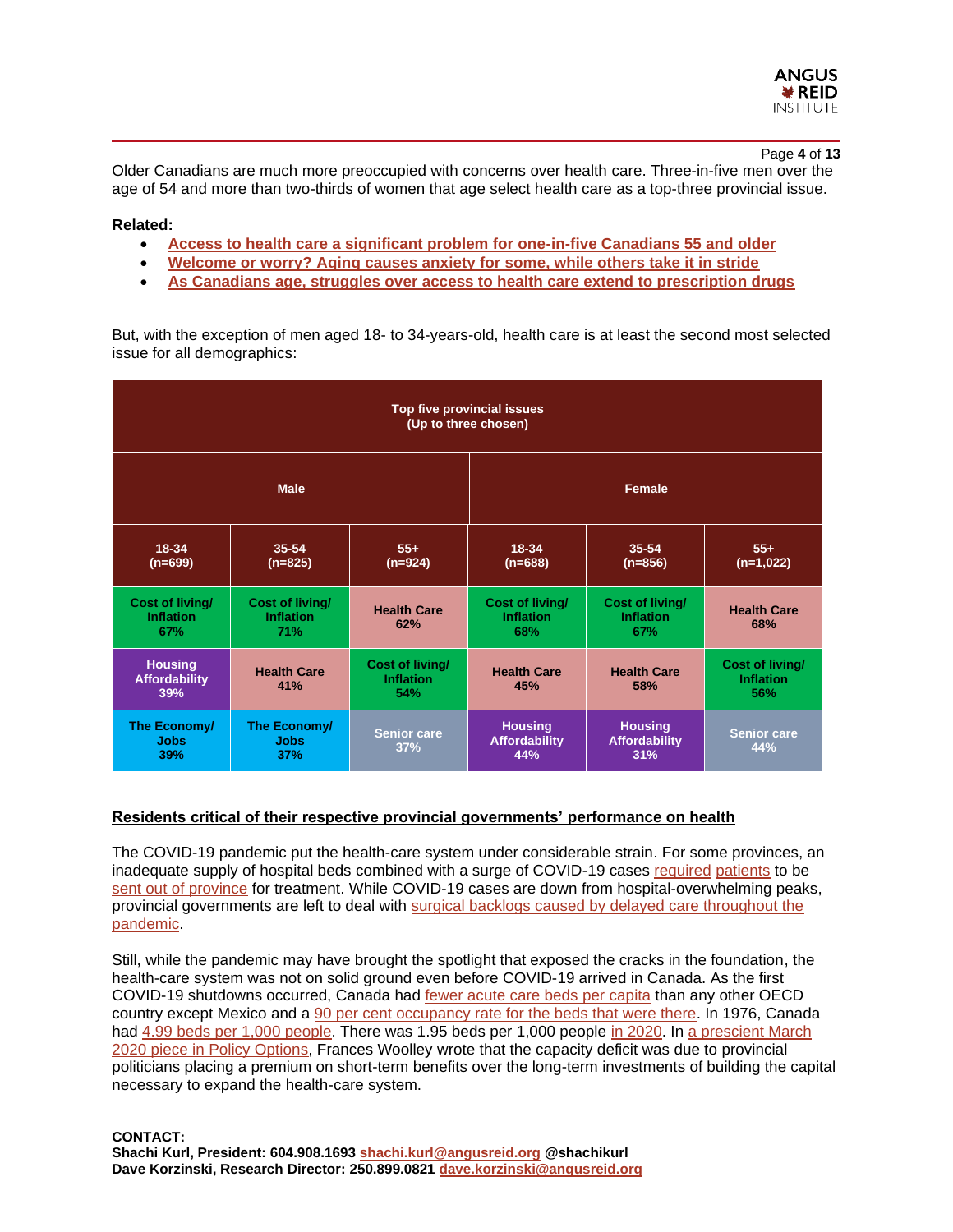Older Canadians are much more preoccupied with concerns over health care. Three-in-five men over the age of 54 and more than two-thirds of women that age select health care as a top-three provincial issue.

**Related:**

- **Access to health care a significant problem for one-in-five Canadians 55 and older**
- **Welcome or worry? Aging causes anxiety for some, while others take it in stride**
- **As Canadians age, struggles over access to health care extend to prescription drugs**

But, with the exception of men aged 18- to 34-years-old, health care is at least the second most selected issue for all demographics:

| Top five provincial issues (Up to three chosen) | | | | | |
|---|---|---|---|---|---|
| Male | | | Female | | |
| 18-34 (n=699) | 35-54 (n=825) | 55+ (n=924) | 18-34 (n=688) | 35-54 (n=856) | 55+ (n=1,022) |
| Cost of living/ Inflation 67% | Cost of living/ Inflation 71% | Health Care 62% | Cost of living/ Inflation 68% | Cost of living/ Inflation 67% | Health Care 68% |
| Housing Affordability 39% | Health Care 41% | Cost of living/ Inflation 54% | Health Care 45% | Health Care 58% | Cost of living/ Inflation 56% |
| The Economy/ Jobs 39% | The Economy/ Jobs 37% | Senior care 37% | Housing Affordability 44% | Housing Affordability 31% | Senior care 44% |

## Residents critical of their respective provincial governments' performance on health

The COVID-19 pandemic put the health-care system under considerable strain. For some provinces, an inadequate supply of hospital beds combined with a surge of COVID-19 cases required patients to be sent out of province for treatment. While COVID-19 cases are down from hospital-overwhelming peaks, provincial governments are left to deal with surgical backlogs caused by delayed care throughout the pandemic.

Still, while the pandemic may have brought the spotlight that exposed the cracks in the foundation, the health-care system was not on solid ground even before COVID-19 arrived in Canada. As the first COVID-19 shutdowns occurred, Canada had fewer acute care beds per capita than any other OECD country except Mexico and a 90 per cent occupancy rate for the beds that were there. In 1976, Canada had 4.99 beds per 1,000 people. There was 1.95 beds per 1,000 people in 2020. In a prescient March 2020 piece in Policy Options, Frances Woolley wrote that the capacity deficit was due to provincial politicians placing a premium on short-term benefits over the long-term investments of building the capital necessary to expand the health-care system.

**CONTACT:**
**Shachi Kurl, President: 604.908.1693 shachi.kurl@angusreid.org @shachikurl**
**Dave Korzinski, Research Director: 250.899.0821 dave.korzinski@angusreid.org**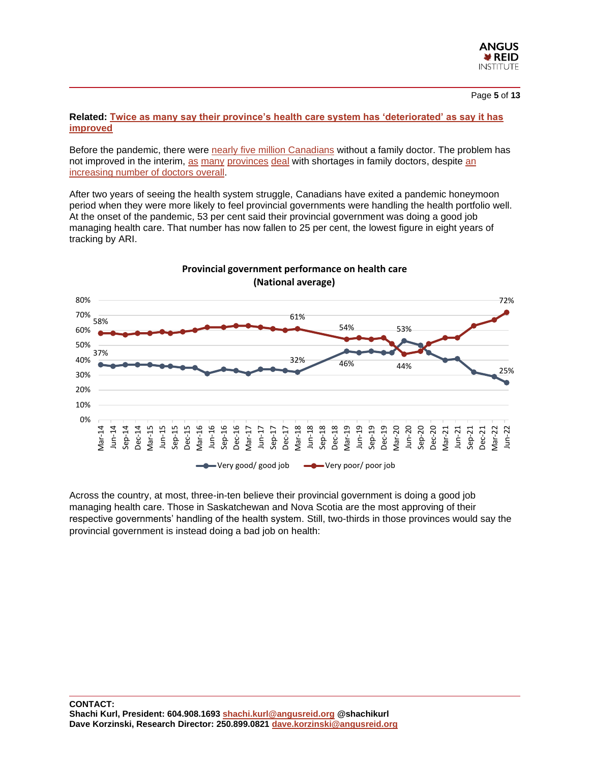**Related: Twice as many say their province's health care system has 'deteriorated' as say it has improved**

Before the pandemic, there were nearly five million Canadians without a family doctor. The problem has not improved in the interim, as many provinces deal with shortages in family doctors, despite an increasing number of doctors overall.

After two years of seeing the health system struggle, Canadians have exited a pandemic honeymoon period when they were more likely to feel provincial governments were handling the health portfolio well. At the onset of the pandemic, 53 per cent said their provincial government was doing a good job managing health care. That number has now fallen to 25 per cent, the lowest figure in eight years of tracking by ARI.

**Provincial government performance on health care (National average)**

| | Mar-14 | Mar-18 | Mar-19 | Jun-20 | Jun-22 |
|---|---|---|---|---|---|
| Very good/ good job | 37% | 32% | 46% | 53% | 25% |
| Very poor/ poor job | 58% | 61% | 54% | 44% | 72% |

Across the country, at most, three-in-ten believe their provincial government is doing a good job managing health care. Those in Saskatchewan and Nova Scotia are the most approving of their respective governments' handling of the health system. Still, two-thirds in those provinces would say the provincial government is instead doing a bad job on health:

**CONTACT:**
**Shachi Kurl, President: 604.908.1693 shachi.kurl@angusreid.org @shachikurl**
**Dave Korzinski, Research Director: 250.899.0821 dave.korzinski@angusreid.org**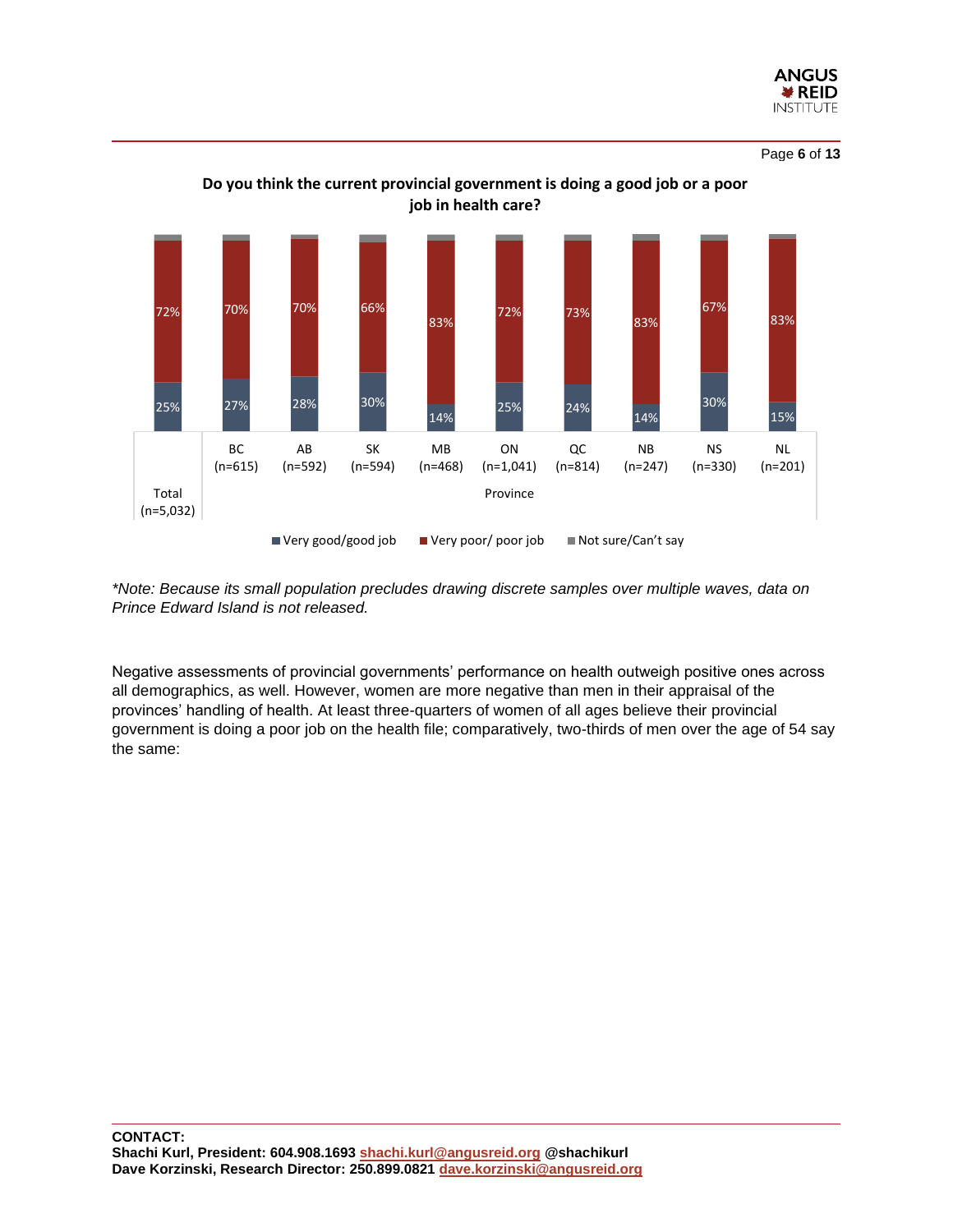**Do you think the current provincial government is doing a good job or a poor job in health care?**

| | Total (n=5,032) | BC (n=615) | AB (n=592) | SK (n=594) | MB (n=468) | ON (n=1,041) | QC (n=814) | NB (n=247) | NS (n=330) | NL (n=201) |
|---|---|---|---|---|---|---|---|---|---|---|
| Very good/good job | 25% | 27% | 28% | 30% | 14% | 25% | 24% | 14% | 30% | 15% |
| Very poor/ poor job | 72% | 70% | 70% | 66% | 83% | 72% | 73% | 83% | 67% | 83% |

*\*Note: Because its small population precludes drawing discrete samples over multiple waves, data on Prince Edward Island is not released.*

Negative assessments of provincial governments' performance on health outweigh positive ones across all demographics, as well. However, women are more negative than men in their appraisal of the provinces' handling of health. At least three-quarters of women of all ages believe their provincial government is doing a poor job on the health file; comparatively, two-thirds of men over the age of 54 say the same:

**CONTACT:**
**Shachi Kurl, President: 604.908.1693 shachi.kurl@angusreid.org @shachikurl**
**Dave Korzinski, Research Director: 250.899.0821 dave.korzinski@angusreid.org**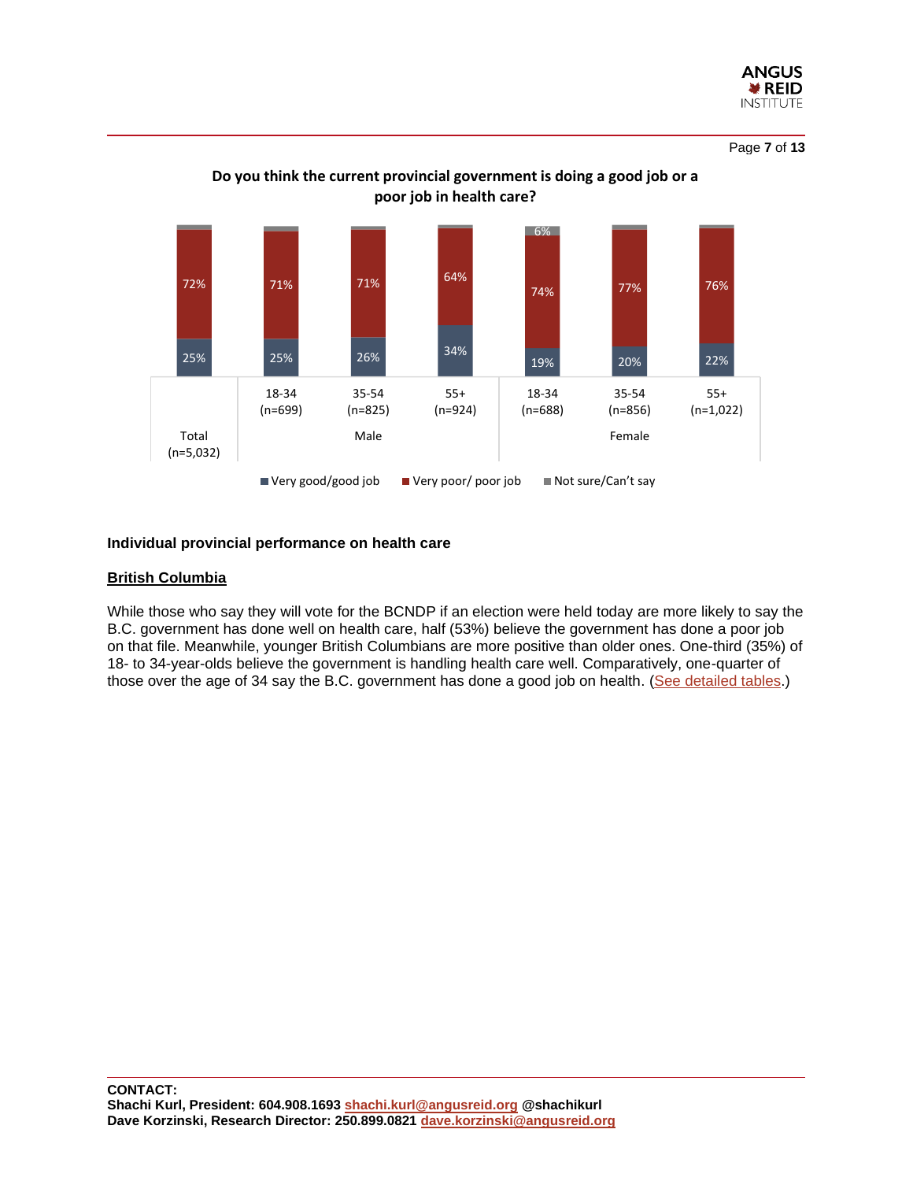**Do you think the current provincial government is doing a good job or a poor job in health care?**

| | Total (n=5,032) | Male 18-34 (n=699) | Male 35-54 (n=825) | Male 55+ (n=924) | Female 18-34 (n=688) | Female 35-54 (n=856) | Female 55+ (n=1,022) |
|---|---|---|---|---|---|---|---|
| Very good/good job | 25% | 25% | 26% | 34% | 19% | 20% | 22% |
| Very poor/ poor job | 72% | 71% | 71% | 64% | 74% | 77% | 76% |
| Not sure/Can't say | | | | | 6% | | |

## Individual provincial performance on health care

### British Columbia

While those who say they will vote for the BCNDP if an election were held today are more likely to say the B.C. government has done well on health care, half (53%) believe the government has done a poor job on that file. Meanwhile, younger British Columbians are more positive than older ones. One-third (35%) of 18- to 34-year-olds believe the government is handling health care well. Comparatively, one-quarter of those over the age of 34 say the B.C. government has done a good job on health. (See detailed tables.)

**CONTACT:**
**Shachi Kurl, President: 604.908.1693 shachi.kurl@angusreid.org @shachikurl**
**Dave Korzinski, Research Director: 250.899.0821 dave.korzinski@angusreid.org**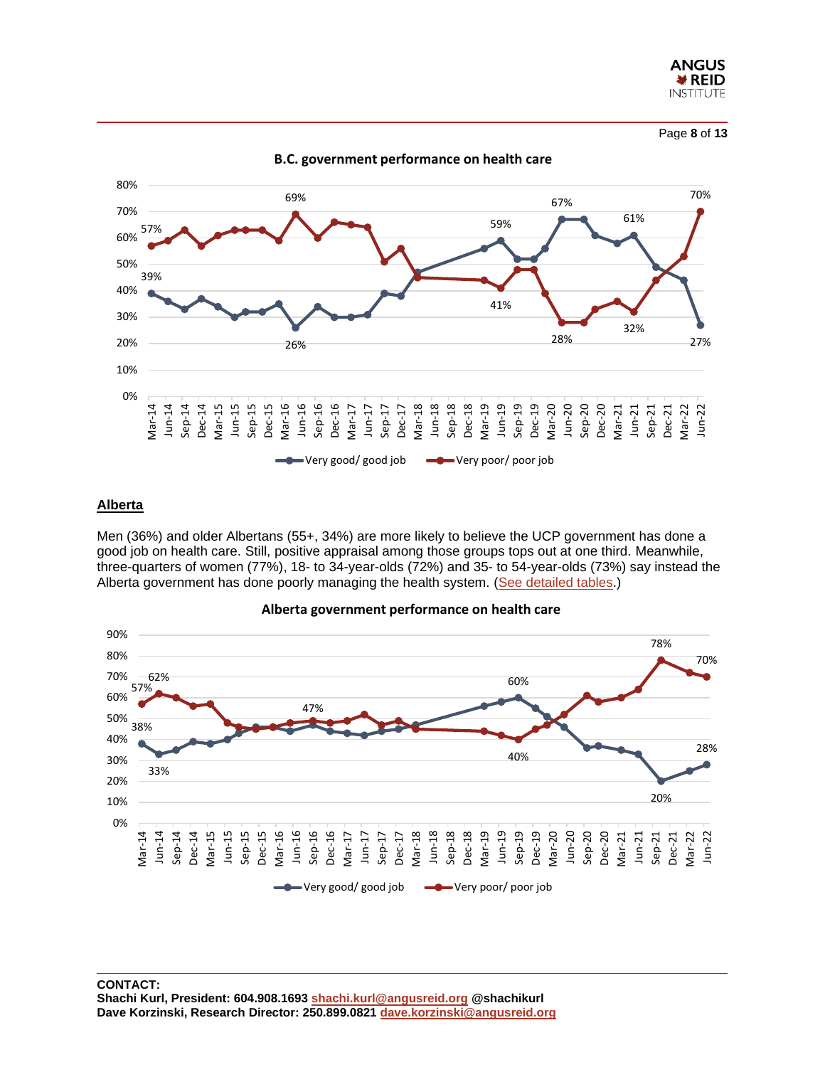**B.C. government performance on health care**

**Alberta**

Men (36%) and older Albertans (55+, 34%) are more likely to believe the UCP government has done a good job on health care. Still, positive appraisal among those groups tops out at one third. Meanwhile, three-quarters of women (77%), 18- to 34-year-olds (72%) and 35- to 54-year-olds (73%) say instead the Alberta government has done poorly managing the health system. (See detailed tables.)

**Alberta government performance on health care**

**CONTACT:**
**Shachi Kurl, President: 604.908.1693 shachi.kurl@angusreid.org @shachikurl**
**Dave Korzinski, Research Director: 250.899.0821 dave.korzinski@angusreid.org**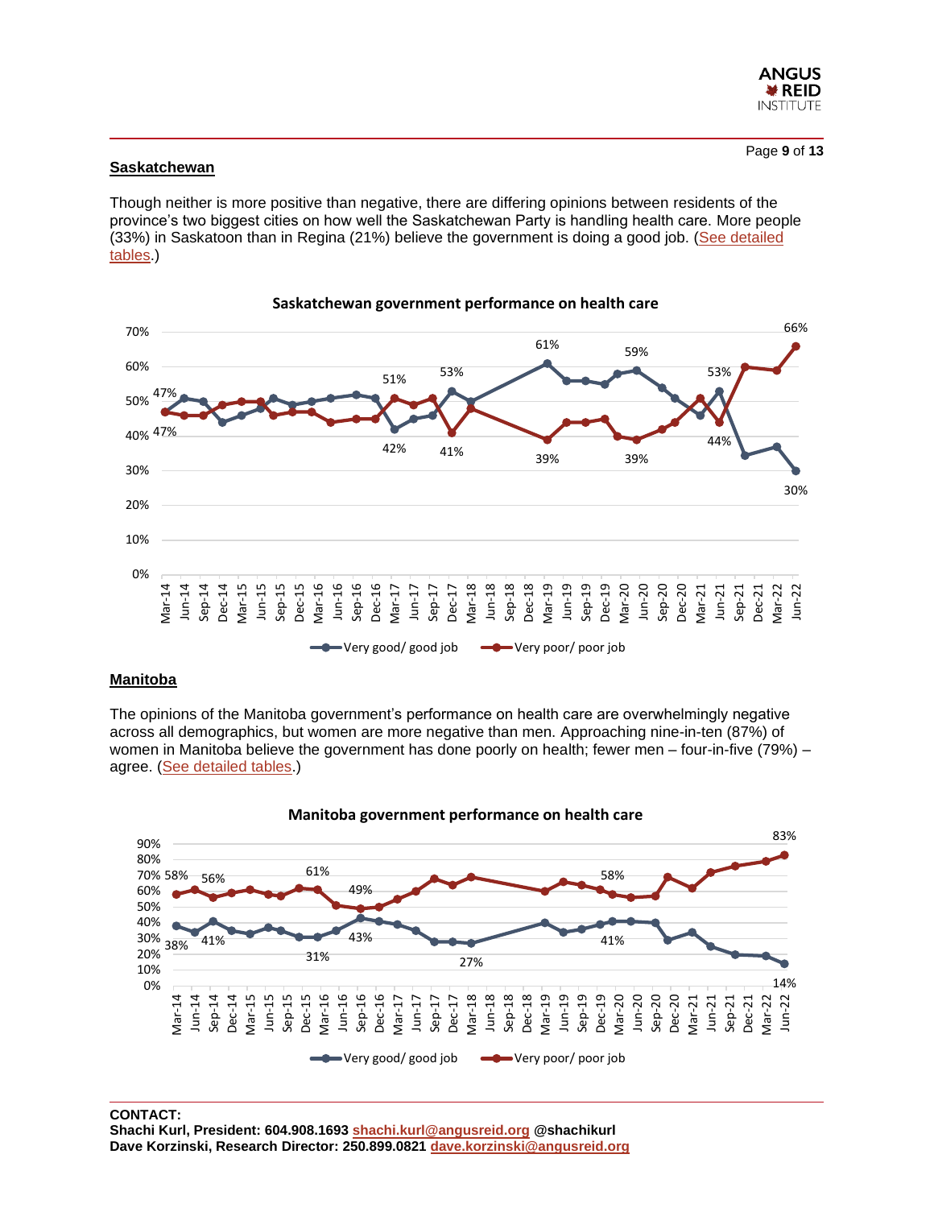## Saskatchewan

Though neither is more positive than negative, there are differing opinions between residents of the province's two biggest cities on how well the Saskatchewan Party is handling health care. More people (33%) in Saskatoon than in Regina (21%) believe the government is doing a good job. (See detailed tables.)

**Saskatchewan government performance on health care**

## Manitoba

The opinions of the Manitoba government's performance on health care are overwhelmingly negative across all demographics, but women are more negative than men. Approaching nine-in-ten (87%) of women in Manitoba believe the government has done poorly on health; fewer men – four-in-five (79%) – agree. (See detailed tables.)

**Manitoba government performance on health care**

**CONTACT:**
**Shachi Kurl, President: 604.908.1693 shachi.kurl@angusreid.org @shachikurl**
**Dave Korzinski, Research Director: 250.899.0821 dave.korzinski@angusreid.org**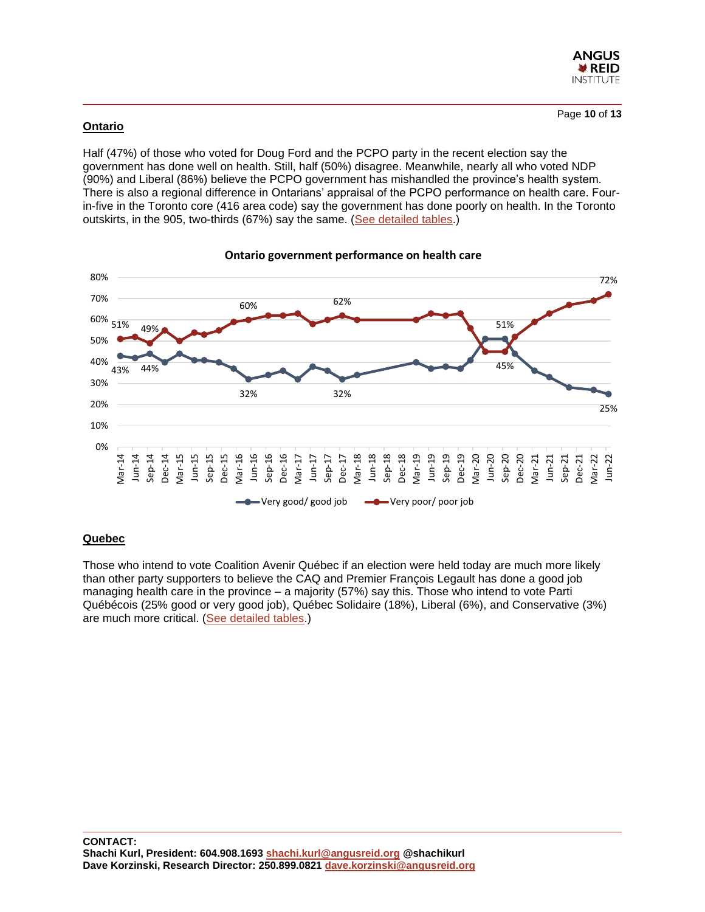## Ontario

Half (47%) of those who voted for Doug Ford and the PCPO party in the recent election say the government has done well on health. Still, half (50%) disagree. Meanwhile, nearly all who voted NDP (90%) and Liberal (86%) believe the PCPO government has mishandled the province's health system. There is also a regional difference in Ontarians' appraisal of the PCPO performance on health care. Four-in-five in the Toronto core (416 area code) say the government has done poorly on health. In the Toronto outskirts, in the 905, two-thirds (67%) say the same. (See detailed tables.)

**Ontario government performance on health care**

| | Mar-14 | Sep-14 | Jun-16 | Dec-17 | Jun-20 | Sep-20 | Jun-22 |
|---|---|---|---|---|---|---|---|
| Very good/ good job | 43% | 44% | 32% | 32% | 51% | | 25% |
| Very poor/ poor job | 51% | 49% | 60% | 62% | | 45% | 72% |

## Quebec

Those who intend to vote Coalition Avenir Québec if an election were held today are much more likely than other party supporters to believe the CAQ and Premier François Legault has done a good job managing health care in the province – a majority (57%) say this. Those who intend to vote Parti Québécois (25% good or very good job), Québec Solidaire (18%), Liberal (6%), and Conservative (3%) are much more critical. (See detailed tables.)

**CONTACT:**
**Shachi Kurl, President: 604.908.1693 shachi.kurl@angusreid.org @shachikurl**
**Dave Korzinski, Research Director: 250.899.0821 dave.korzinski@angusreid.org**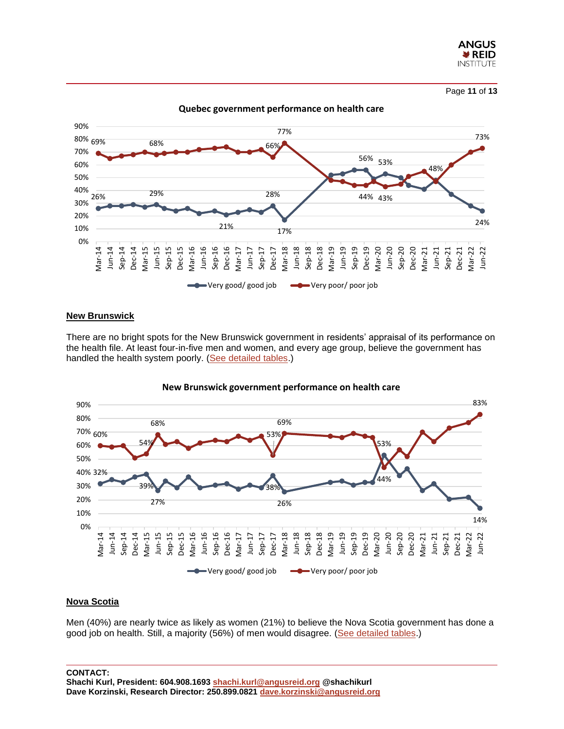**Quebec government performance on health care**

**New Brunswick**

There are no bright spots for the New Brunswick government in residents' appraisal of its performance on the health file. At least four-in-five men and women, and every age group, believe the government has handled the health system poorly. (See detailed tables.)

**New Brunswick government performance on health care**

**Nova Scotia**

Men (40%) are nearly twice as likely as women (21%) to believe the Nova Scotia government has done a good job on health. Still, a majority (56%) of men would disagree. (See detailed tables.)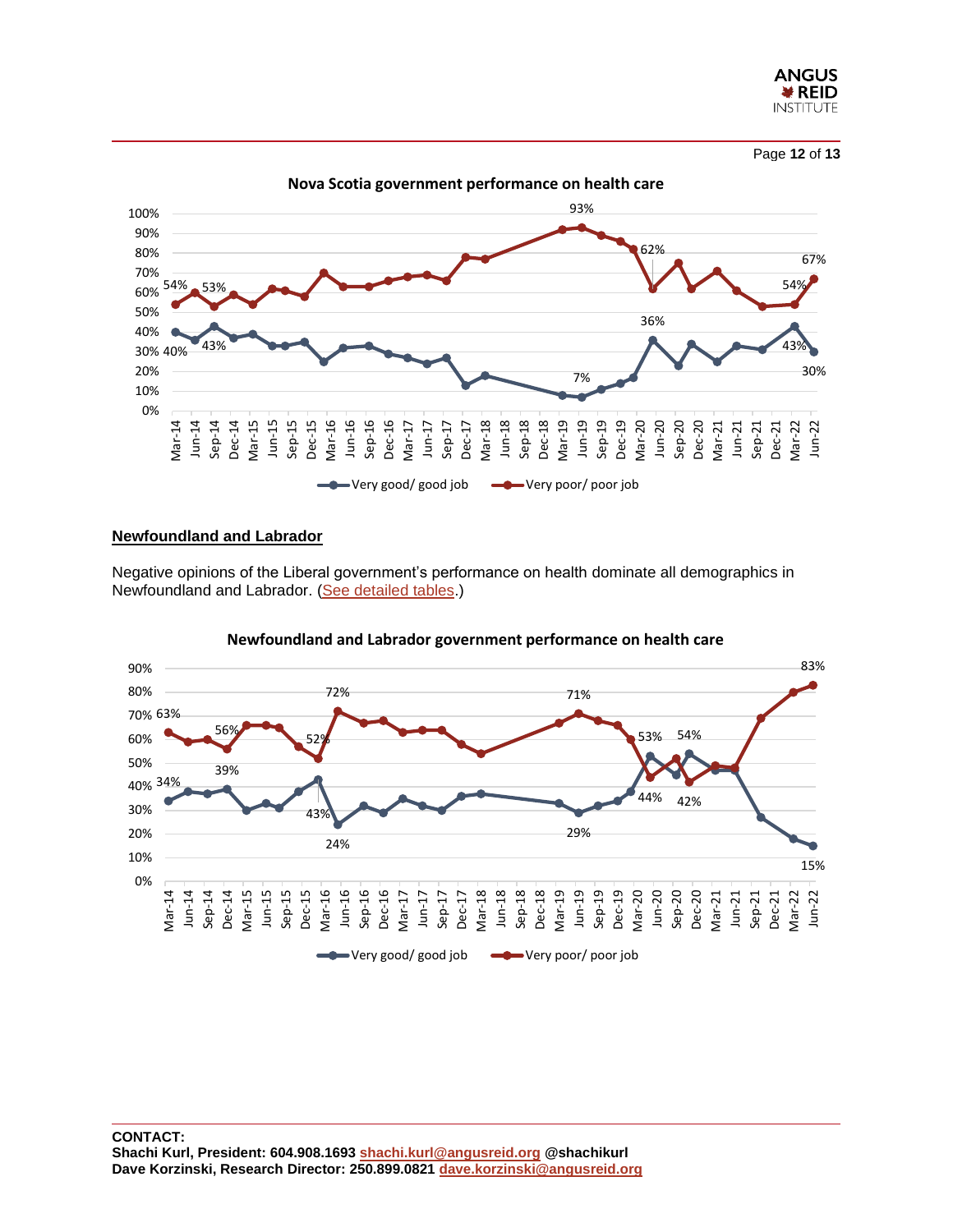**Nova Scotia government performance on health care**

**Newfoundland and Labrador**

Negative opinions of the Liberal government's performance on health dominate all demographics in Newfoundland and Labrador. (See detailed tables.)

**Newfoundland and Labrador government performance on health care**

**CONTACT:**
**Shachi Kurl, President: 604.908.1693 shachi.kurl@angusreid.org @shachikurl**
**Dave Korzinski, Research Director: 250.899.0821 dave.korzinski@angusreid.org**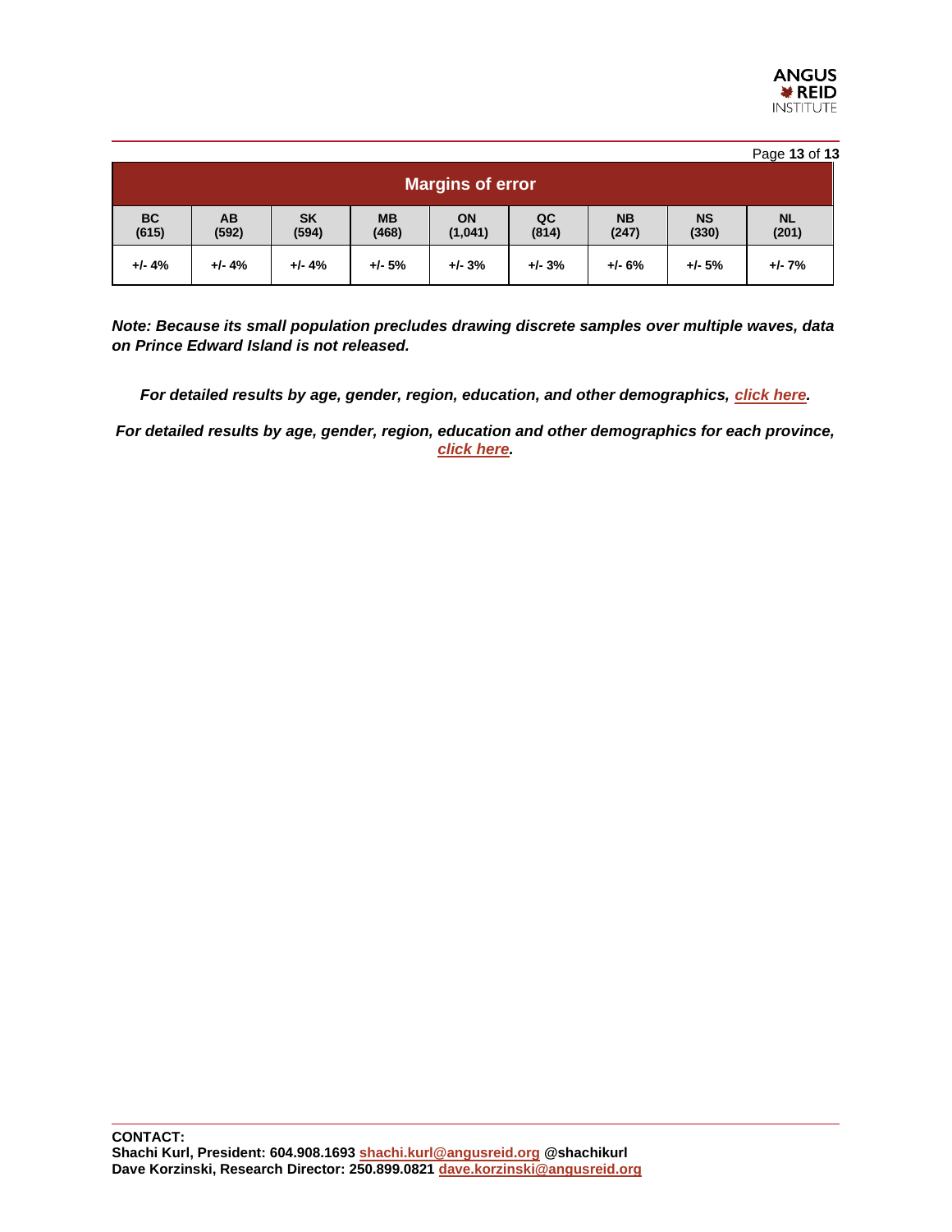| Margins of error | | | | | | | | |
|---|---|---|---|---|---|---|---|---|
| **BC (615)** | **AB (592)** | **SK (594)** | **MB (468)** | **ON (1,041)** | **QC (814)** | **NB (247)** | **NS (330)** | **NL (201)** |
| +/- 4% | +/- 4% | +/- 4% | +/- 5% | +/- 3% | +/- 3% | +/- 6% | +/- 5% | +/- 7% |

***Note: Because its small population precludes drawing discrete samples over multiple waves, data on Prince Edward Island is not released.***

***For detailed results by age, gender, region, education, and other demographics, click here.***

***For detailed results by age, gender, region, education and other demographics for each province, click here.***

**CONTACT:**
**Shachi Kurl, President: 604.908.1693 shachi.kurl@angusreid.org @shachikurl**
**Dave Korzinski, Research Director: 250.899.0821 dave.korzinski@angusreid.org**